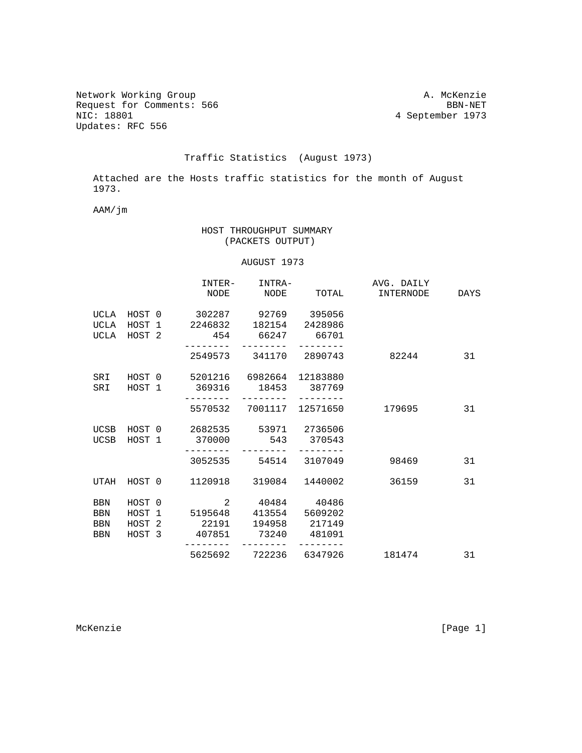Network Working Group A. McKenzie
Request for Comments: 566 BBN-NET
NIC: 18801 4 September 1973
Updates: RFC 556

# Traffic Statistics (August 1973)

Attached are the Hosts traffic statistics for the month of August 1973.

AAM/jm

## HOST THROUGHPUT SUMMARY (PACKETS OUTPUT)

### AUGUST 1973

| | | INTER-NODE | INTRA-NODE | TOTAL | AVG. DAILY INTERNODE | DAYS |
|---|---|---|---|---|---|---|
| UCLA | HOST 0 | 302287 | 92769 | 395056 | | |
| UCLA | HOST 1 | 2246832 | 182154 | 2428986 | | |
| UCLA | HOST 2 | 454 | 66247 | 66701 | | |
| | | 2549573 | 341170 | 2890743 | 82244 | 31 |
| SRI | HOST 0 | 5201216 | 6982664 | 12183880 | | |
| SRI | HOST 1 | 369316 | 18453 | 387769 | | |
| | | 5570532 | 7001117 | 12571650 | 179695 | 31 |
| UCSB | HOST 0 | 2682535 | 53971 | 2736506 | | |
| UCSB | HOST 1 | 370000 | 543 | 370543 | | |
| | | 3052535 | 54514 | 3107049 | 98469 | 31 |
| UTAH | HOST 0 | 1120918 | 319084 | 1440002 | 36159 | 31 |
| BBN | HOST 0 | 2 | 40484 | 40486 | | |
| BBN | HOST 1 | 5195648 | 413554 | 5609202 | | |
| BBN | HOST 2 | 22191 | 194958 | 217149 | | |
| BBN | HOST 3 | 407851 | 73240 | 481091 | | |
| | | 5625692 | 722236 | 6347926 | 181474 | 31 |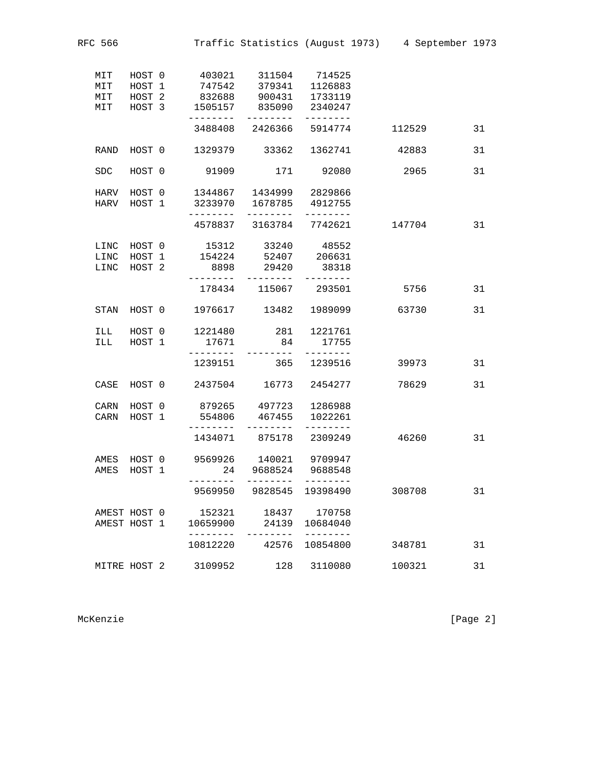```
   MIT   HOST 0      403021    311504    714525
   MIT   HOST 1      747542    379341   1126883
   MIT   HOST 2      832688    900431   1733119
   MIT   HOST 3     1505157    835090   2340247
                    --------  --------  --------
                    3488408   2426366   5914774        112529         31

   RAND  HOST 0     1329379     33362   1362741         42883         31

   SDC   HOST 0       91909       171     92080          2965         31

   HARV  HOST 0     1344867   1434999   2829866
   HARV  HOST 1     3233970   1678785   4912755
                    --------  --------  --------
                    4578837   3163784   7742621        147704         31

   LINC  HOST 0       15312     33240     48552
   LINC  HOST 1      154224     52407    206631
   LINC  HOST 2        8898     29420     38318
                    --------  --------  --------
                     178434    115067    293501          5756         31

   STAN  HOST 0     1976617     13482   1989099         63730         31

   ILL   HOST 0     1221480       281   1221761
   ILL   HOST 1       17671        84     17755
                    --------  --------  --------
                    1239151       365   1239516         39973         31

   CASE  HOST 0     2437504     16773   2454277         78629         31

   CARN  HOST 0      879265    497723   1286988
   CARN  HOST 1      554806    467455   1022261
                    --------  --------  --------
                    1434071    875178   2309249         46260         31

   AMES  HOST 0     9569926    140021   9709947
   AMES  HOST 1          24   9688524   9688548
                    --------  --------  --------
                    9569950   9828545  19398490        308708         31

   AMEST HOST 0      152321     18437    170758
   AMEST HOST 1    10659900     24139  10684040
                    --------  --------  --------
                   10812220     42576  10854800        348781         31

   MITRE HOST 2     3109952       128   3110080        100321         31
```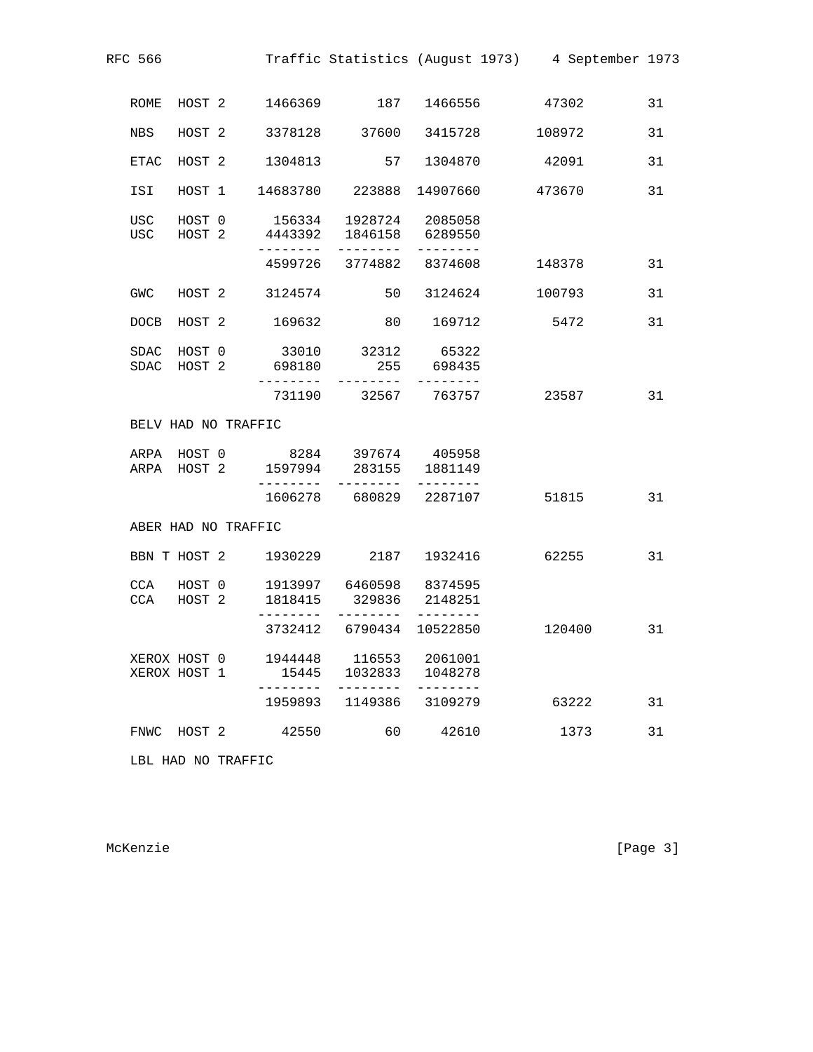```
   ROME  HOST 2     1466369       187  1466556       47302        31

   NBS   HOST 2     3378128     37600  3415728      108972        31

   ETAC  HOST 2     1304813        57  1304870       42091        31

   ISI   HOST 1    14683780    223888 14907660      473670        31

   USC   HOST 0      156334   1928724  2085058
   USC   HOST 2     4443392   1846158  6289550
                   --------  --------  --------
                    4599726   3774882  8374608      148378        31

   GWC   HOST 2     3124574        50  3124624      100793        31

   DOCB  HOST 2      169632        80   169712        5472        31

   SDAC  HOST 0       33010     32312    65322
   SDAC  HOST 2      698180       255   698435
                   --------  --------  --------
                     731190     32567   763757       23587        31

   BELV HAD NO TRAFFIC

   ARPA  HOST 0        8284    397674   405958
   ARPA  HOST 2     1597994    283155  1881149
                   --------  --------  --------
                    1606278    680829  2287107       51815        31

   ABER HAD NO TRAFFIC

   BBN T HOST 2     1930229      2187  1932416       62255        31

   CCA   HOST 0     1913997   6460598  8374595
   CCA   HOST 2     1818415    329836  2148251
                   --------  --------  --------
                    3732412   6790434 10522850       120400       31

   XEROX HOST 0     1944448    116553  2061001
   XEROX HOST 1       15445   1032833  1048278
                   --------  --------  --------
                    1959893   1149386  3109279        63222       31

   FNWC  HOST 2       42550        60    42610         1373       31

   LBL HAD NO TRAFFIC
```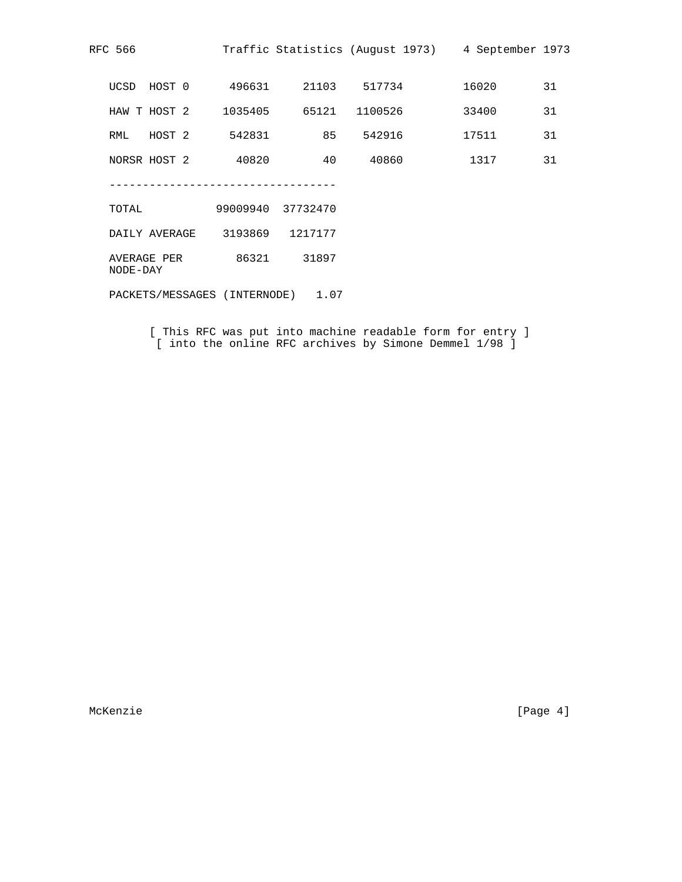| | | | | | |
|---|---|---|---|---|---|
| UCSD HOST 0 | 496631 | 21103 | 517734 | 16020 | 31 |
| HAW T HOST 2 | 1035405 | 65121 | 1100526 | 33400 | 31 |
| RML HOST 2 | 542831 | 85 | 542916 | 17511 | 31 |
| NORSR HOST 2 | 40820 | 40 | 40860 | 1317 | 31 |
| TOTAL | 99009940 | 37732470 | | | |
| DAILY AVERAGE | 3193869 | 1217177 | | | |
| AVERAGE PER NODE-DAY | 86321 | 31897 | | | |

PACKETS/MESSAGES (INTERNODE) 1.07

[ This RFC was put into machine readable form for entry ]
[ into the online RFC archives by Simone Demmel 1/98 ]